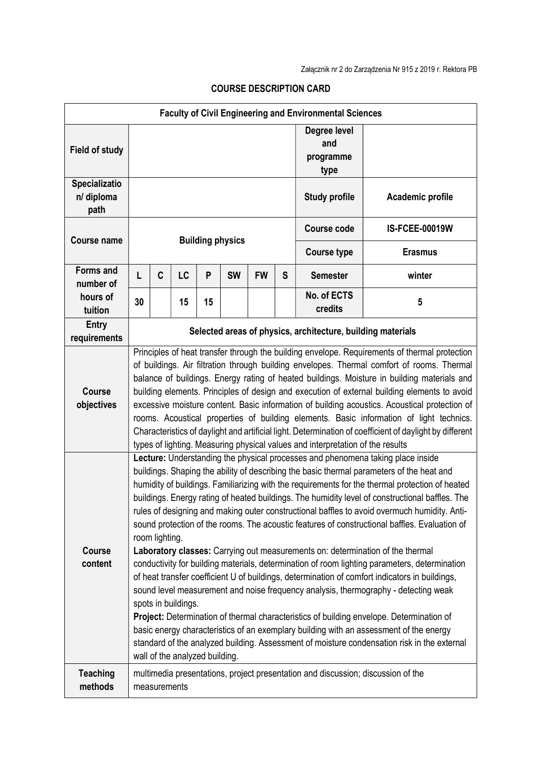Załącznik nr 2 do Zarządzenia Nr 915 z 2019 r. Rektora PB

# COURSE DESCRIPTION CARD

| Faculty of Civil Engineering and Environmental Sciences | | | | | | | | | |
|---|---|---|---|---|---|---|---|---|---|
| **Field of study** | | | | | | | | **Degree level and programme type** | |
| **Specialization/ diploma path** | | | | | | | | **Study profile** | **Academic profile** |
| **Course name** | **Building physics** | | | | | | | **Course code** | **IS-FCEE-00019W** |
| | | | | | | | | **Course type** | **Erasmus** |
| **Forms and number of hours of tuition** | **L** | **C** | **LC** | **P** | **SW** | **FW** | **S** | **Semester** | **winter** |
| | **30** | | **15** | **15** | | | | **No. of ECTS credits** | **5** |
| **Entry requirements** | **Selected areas of physics, architecture, building materials** | | | | | | | | |
| **Course objectives** | Principles of heat transfer through the building envelope. Requirements of thermal protection of buildings. Air filtration through building envelopes. Thermal comfort of rooms. Thermal balance of buildings. Energy rating of heated buildings. Moisture in building materials and building elements. Principles of design and execution of external building elements to avoid excessive moisture content. Basic information of building acoustics. Acoustical protection of rooms. Acoustical properties of building elements. Basic information of light technics. Characteristics of daylight and artificial light. Determination of coefficient of daylight by different types of lighting. Measuring physical values and interpretation of the results | | | | | | | | |
| **Course content** | **Lecture:** Understanding the physical processes and phenomena taking place inside buildings. Shaping the ability of describing the basic thermal parameters of the heat and humidity of buildings. Familiarizing with the requirements for the thermal protection of heated buildings. Energy rating of heated buildings. The humidity level of constructional baffles. The rules of designing and making outer constructional baffles to avoid overmuch humidity. Anti-sound protection of the rooms. The acoustic features of constructional baffles. Evaluation of room lighting.<br>**Laboratory classes:** Carrying out measurements on: determination of the thermal conductivity for building materials, determination of room lighting parameters, determination of heat transfer coefficient U of buildings, determination of comfort indicators in buildings, sound level measurement and noise frequency analysis, thermography - detecting weak spots in buildings.<br>**Project:** Determination of thermal characteristics of building envelope. Determination of basic energy characteristics of an exemplary building with an assessment of the energy standard of the analyzed building. Assessment of moisture condensation risk in the external wall of the analyzed building. | | | | | | | | |
| **Teaching methods** | multimedia presentations, project presentation and discussion; discussion of the measurements | | | | | | | | |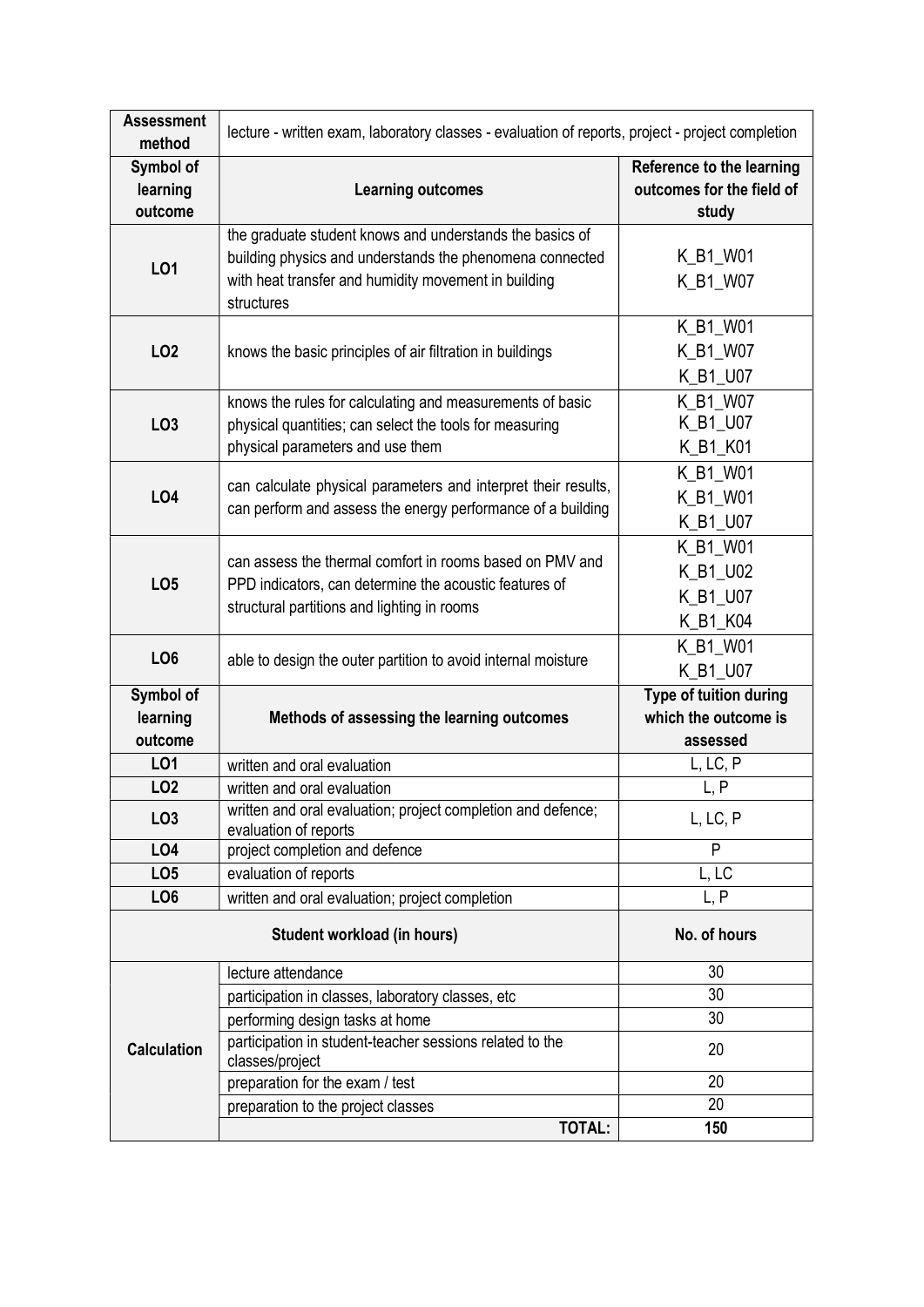| Assessment method | lecture - written exam, laboratory classes - evaluation of reports, project - project completion | |
|---|---|---|
| **Symbol of learning outcome** | **Learning outcomes** | **Reference to the learning outcomes for the field of study** |
| **LO1** | the graduate student knows and understands the basics of building physics and understands the phenomena connected with heat transfer and humidity movement in building structures | K_B1_W01<br>K_B1_W07 |
| **LO2** | knows the basic principles of air filtration in buildings | K_B1_W01<br>K_B1_W07<br>K_B1_U07 |
| **LO3** | knows the rules for calculating and measurements of basic physical quantities; can select the tools for measuring physical parameters and use them | K_B1_W07<br>K_B1_U07<br>K_B1_K01 |
| **LO4** | can calculate physical parameters and interpret their results, can perform and assess the energy performance of a building | K_B1_W01<br>K_B1_W01<br>K_B1_U07 |
| **LO5** | can assess the thermal comfort in rooms based on PMV and PPD indicators, can determine the acoustic features of structural partitions and lighting in rooms | K_B1_W01<br>K_B1_U02<br>K_B1_U07<br>K_B1_K04 |
| **LO6** | able to design the outer partition to avoid internal moisture | K_B1_W01<br>K_B1_U07 |
| **Symbol of learning outcome** | **Methods of assessing the learning outcomes** | **Type of tuition during which the outcome is assessed** |
| **LO1** | written and oral evaluation | L, LC, P |
| **LO2** | written and oral evaluation | L, P |
| **LO3** | written and oral evaluation; project completion and defence; evaluation of reports | L, LC, P |
| **LO4** | project completion and defence | P |
| **LO5** | evaluation of reports | L, LC |
| **LO6** | written and oral evaluation; project completion | L, P |
| **Student workload (in hours)** | | **No. of hours** |
| **Calculation** | lecture attendance | 30 |
| | participation in classes, laboratory classes, etc | 30 |
| | performing design tasks at home | 30 |
| | participation in student-teacher sessions related to the classes/project | 20 |
| | preparation for the exam / test | 20 |
| | preparation to the project classes | 20 |
| | **TOTAL:** | **150** |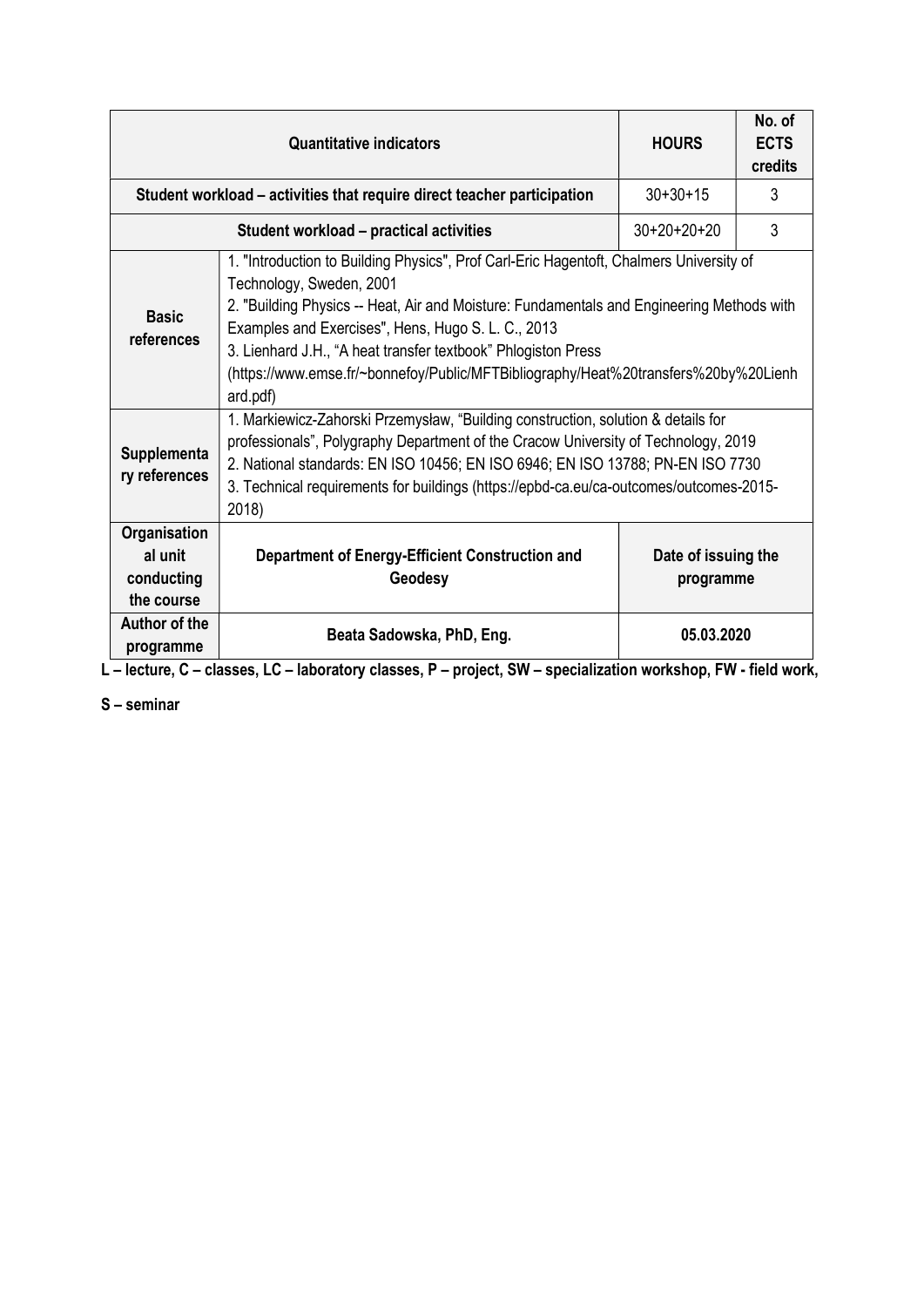| Quantitative indicators | | HOURS | No. of ECTS credits |
|---|---|---|---|
| Student workload – activities that require direct teacher participation | | 30+30+15 | 3 |
| Student workload – practical activities | | 30+20+20+20 | 3 |
| **Basic references** | 1. "Introduction to Building Physics", Prof Carl-Eric Hagentoft, Chalmers University of Technology, Sweden, 2001<br>2. "Building Physics -- Heat, Air and Moisture: Fundamentals and Engineering Methods with Examples and Exercises", Hens, Hugo S. L. C., 2013<br>3. Lienhard J.H., "A heat transfer textbook" Phlogiston Press (https://www.emse.fr/~bonnefoy/Public/MFTBibliography/Heat%20transfers%20by%20Lienhard.pdf) | | |
| **Supplementary references** | 1. Markiewicz-Zahorski Przemysław, "Building construction, solution & details for professionals", Polygraphy Department of the Cracow University of Technology, 2019<br>2. National standards: EN ISO 10456; EN ISO 6946; EN ISO 13788; PN-EN ISO 7730<br>3. Technical requirements for buildings (https://epbd-ca.eu/ca-outcomes/outcomes-2015-2018) | | |
| **Organisational unit conducting the course** | **Department of Energy-Efficient Construction and Geodesy** | **Date of issuing the programme** | |
| **Author of the programme** | **Beata Sadowska, PhD, Eng.** | **05.03.2020** | |

**L – lecture, C – classes, LC – laboratory classes, P – project, SW – specialization workshop, FW - field work, S – seminar**